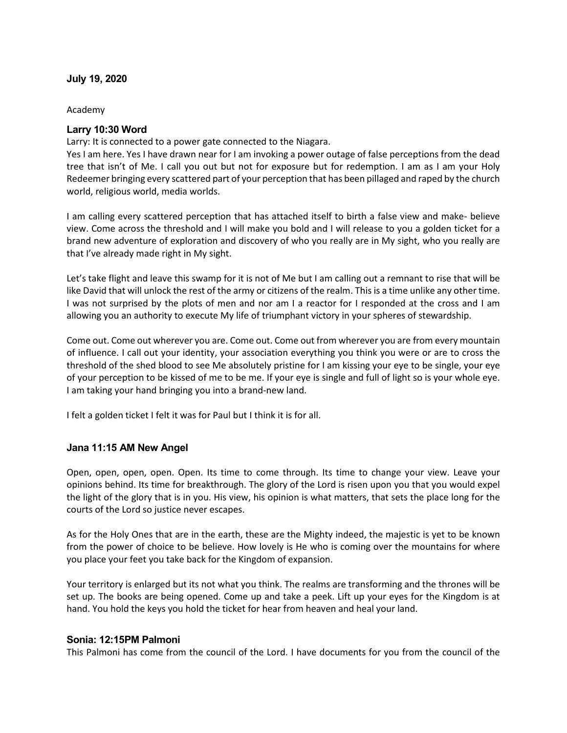**July 19, 2020**

Academy

### Larry 10:30 Word

Larry: It is connected to a power gate connected to the Niagara.

Yes I am here. Yes I have drawn near for I am invoking a power outage of false perceptions from the dead tree that isn't of Me. I call you out but not for exposure but for redemption. I am as I am your Holy Redeemer bringing every scattered part of your perception that has been pillaged and raped by the church world, religious world, media worlds.

I am calling every scattered perception that has attached itself to birth a false view and make- believe view. Come across the threshold and I will make you bold and I will release to you a golden ticket for a brand new adventure of exploration and discovery of who you really are in My sight, who you really are that I've already made right in My sight.

Let's take flight and leave this swamp for it is not of Me but I am calling out a remnant to rise that will be like David that will unlock the rest of the army or citizens of the realm. This is a time unlike any other time. I was not surprised by the plots of men and nor am I a reactor for I responded at the cross and I am allowing you an authority to execute My life of triumphant victory in your spheres of stewardship.

Come out. Come out wherever you are. Come out. Come out from wherever you are from every mountain of influence. I call out your identity, your association everything you think you were or are to cross the threshold of the shed blood to see Me absolutely pristine for I am kissing your eye to be single, your eye of your perception to be kissed of me to be me. If your eye is single and full of light so is your whole eye. I am taking your hand bringing you into a brand-new land.

I felt a golden ticket I felt it was for Paul but I think it is for all.

### Jana 11:15 AM New Angel

Open, open, open, open. Open. Its time to come through. Its time to change your view. Leave your opinions behind. Its time for breakthrough. The glory of the Lord is risen upon you that you would expel the light of the glory that is in you. His view, his opinion is what matters, that sets the place long for the courts of the Lord so justice never escapes.

As for the Holy Ones that are in the earth, these are the Mighty indeed, the majestic is yet to be known from the power of choice to be believe. How lovely is He who is coming over the mountains for where you place your feet you take back for the Kingdom of expansion.

Your territory is enlarged but its not what you think. The realms are transforming and the thrones will be set up. The books are being opened. Come up and take a peek. Lift up your eyes for the Kingdom is at hand. You hold the keys you hold the ticket for hear from heaven and heal your land.

### Sonia: 12:15PM Palmoni

This Palmoni has come from the council of the Lord. I have documents for you from the council of the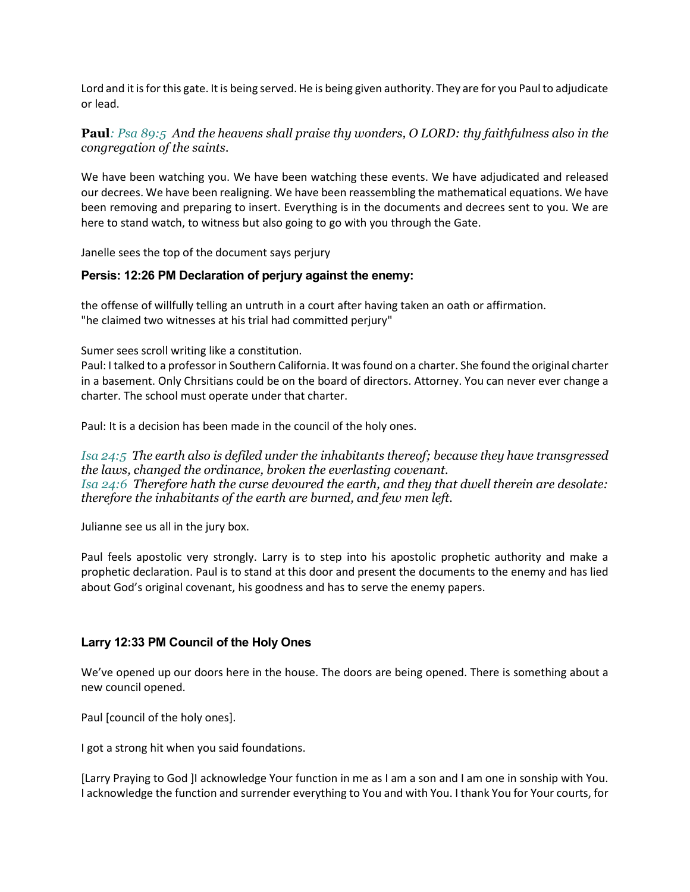Lord and it is for this gate. It is being served. He is being given authority. They are for you Paul to adjudicate or lead.

**Paul***: Psa 89:5  And the heavens shall praise thy wonders, O LORD: thy faithfulness also in the congregation of the saints.*

We have been watching you. We have been watching these events. We have adjudicated and released our decrees. We have been realigning. We have been reassembling the mathematical equations. We have been removing and preparing to insert. Everything is in the documents and decrees sent to you. We are here to stand watch, to witness but also going to go with you through the Gate.

Janelle sees the top of the document says perjury

### Persis: 12:26 PM Declaration of perjury against the enemy:

the offense of willfully telling an untruth in a court after having taken an oath or affirmation.
"he claimed two witnesses at his trial had committed perjury"

Sumer sees scroll writing like a constitution.
Paul: I talked to a professor in Southern California. It was found on a charter. She found the original charter in a basement. Only Chrsitians could be on the board of directors. Attorney. You can never ever change a charter. The school must operate under that charter.

Paul: It is a decision has been made in the council of the holy ones.

*Isa 24:5  The earth also is defiled under the inhabitants thereof; because they have transgressed the laws, changed the ordinance, broken the everlasting covenant.*
*Isa 24:6  Therefore hath the curse devoured the earth, and they that dwell therein are desolate: therefore the inhabitants of the earth are burned, and few men left.*

Julianne see us all in the jury box.

Paul feels apostolic very strongly. Larry is to step into his apostolic prophetic authority and make a prophetic declaration. Paul is to stand at this door and present the documents to the enemy and has lied about God's original covenant, his goodness and has to serve the enemy papers.

### Larry 12:33 PM Council of the Holy Ones

We've opened up our doors here in the house. The doors are being opened. There is something about a new council opened.

Paul [council of the holy ones].

I got a strong hit when you said foundations.

[Larry Praying to God ]I acknowledge Your function in me as I am a son and I am one in sonship with You. I acknowledge the function and surrender everything to You and with You. I thank You for Your courts, for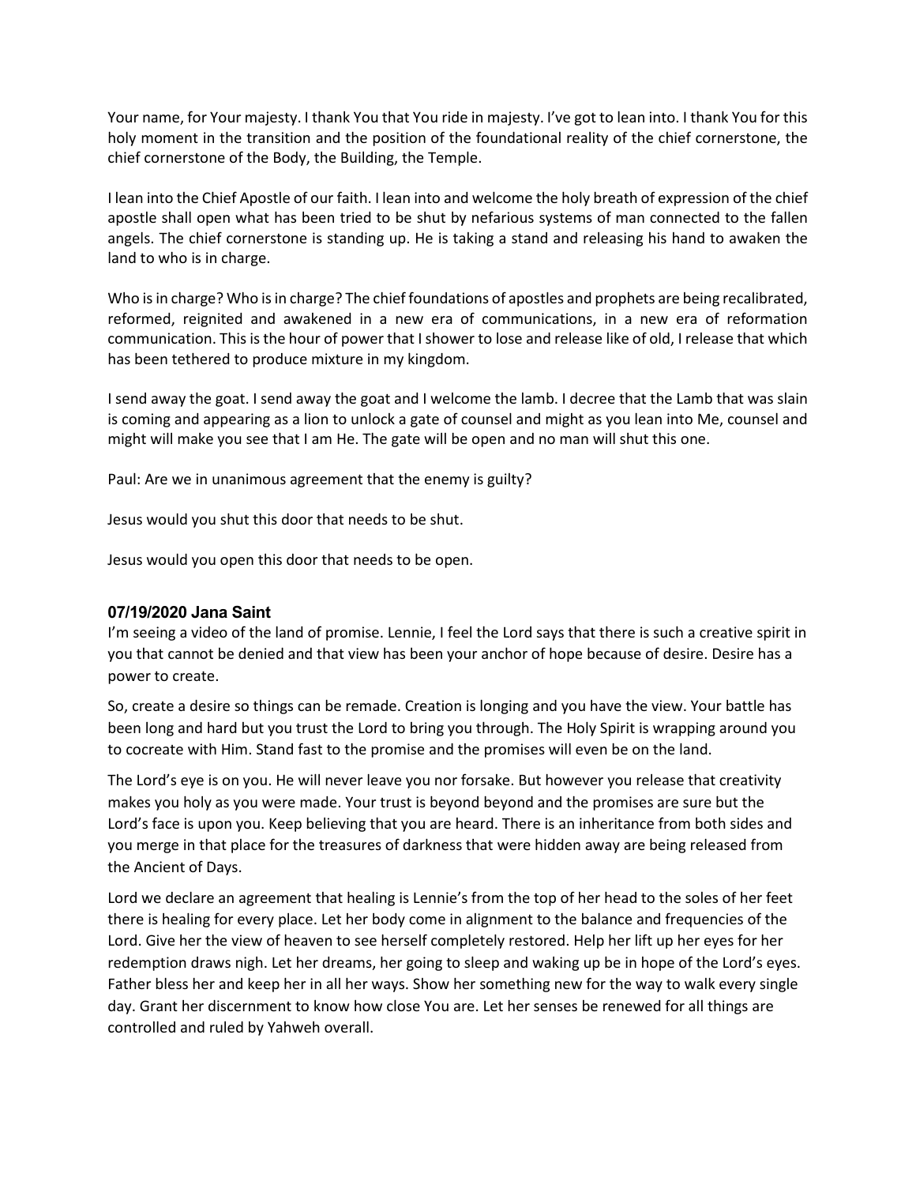Your name, for Your majesty. I thank You that You ride in majesty. I've got to lean into. I thank You for this holy moment in the transition and the position of the foundational reality of the chief cornerstone, the chief cornerstone of the Body, the Building, the Temple.

I lean into the Chief Apostle of our faith. I lean into and welcome the holy breath of expression of the chief apostle shall open what has been tried to be shut by nefarious systems of man connected to the fallen angels. The chief cornerstone is standing up. He is taking a stand and releasing his hand to awaken the land to who is in charge.

Who is in charge? Who is in charge? The chief foundations of apostles and prophets are being recalibrated, reformed, reignited and awakened in a new era of communications, in a new era of reformation communication. This is the hour of power that I shower to lose and release like of old, I release that which has been tethered to produce mixture in my kingdom.

I send away the goat. I send away the goat and I welcome the lamb. I decree that the Lamb that was slain is coming and appearing as a lion to unlock a gate of counsel and might as you lean into Me, counsel and might will make you see that I am He. The gate will be open and no man will shut this one.

Paul: Are we in unanimous agreement that the enemy is guilty?

Jesus would you shut this door that needs to be shut.

Jesus would you open this door that needs to be open.

### 07/19/2020 Jana Saint

I'm seeing a video of the land of promise. Lennie, I feel the Lord says that there is such a creative spirit in you that cannot be denied and that view has been your anchor of hope because of desire. Desire has a power to create.

So, create a desire so things can be remade. Creation is longing and you have the view. Your battle has been long and hard but you trust the Lord to bring you through. The Holy Spirit is wrapping around you to cocreate with Him. Stand fast to the promise and the promises will even be on the land.

The Lord's eye is on you. He will never leave you nor forsake. But however you release that creativity makes you holy as you were made. Your trust is beyond beyond and the promises are sure but the Lord's face is upon you. Keep believing that you are heard. There is an inheritance from both sides and you merge in that place for the treasures of darkness that were hidden away are being released from the Ancient of Days.

Lord we declare an agreement that healing is Lennie's from the top of her head to the soles of her feet there is healing for every place. Let her body come in alignment to the balance and frequencies of the Lord. Give her the view of heaven to see herself completely restored. Help her lift up her eyes for her redemption draws nigh. Let her dreams, her going to sleep and waking up be in hope of the Lord's eyes. Father bless her and keep her in all her ways. Show her something new for the way to walk every single day. Grant her discernment to know how close You are. Let her senses be renewed for all things are controlled and ruled by Yahweh overall.